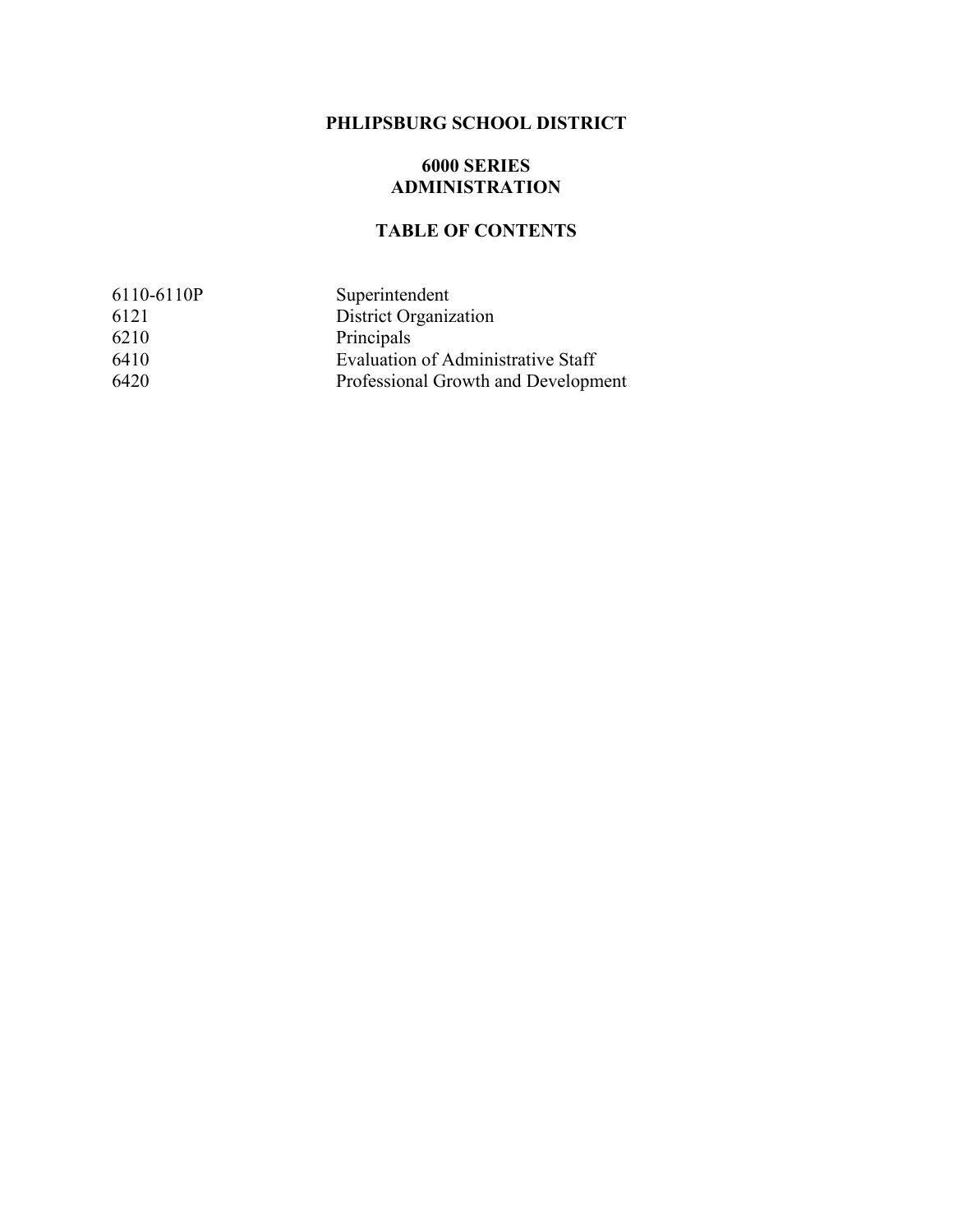# PHLIPSBURG SCHOOL DISTRICT

## 6000 SERIES
## ADMINISTRATION

## TABLE OF CONTENTS

| | |
|---|---|
| 6110-6110P | Superintendent |
| 6121 | District Organization |
| 6210 | Principals |
| 6410 | Evaluation of Administrative Staff |
| 6420 | Professional Growth and Development |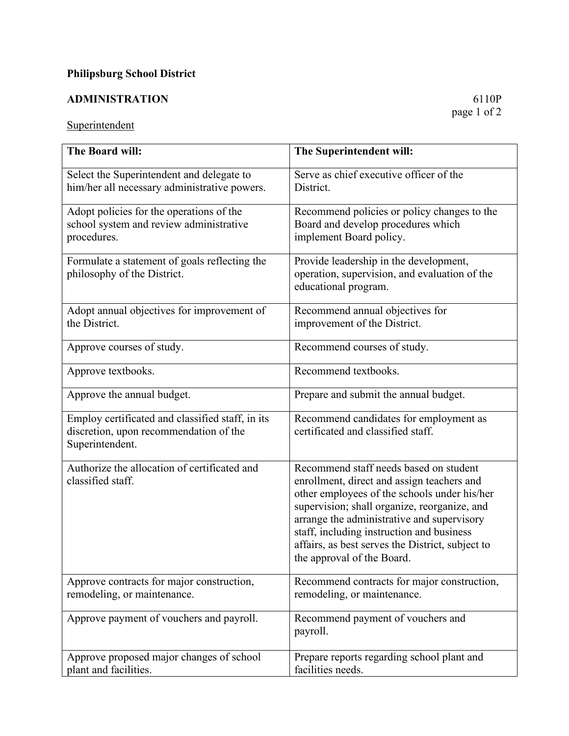**Philipsburg School District**

**ADMINISTRATION** 6110P

Superintendent

| The Board will: | The Superintendent will: |
|---|---|
| Select the Superintendent and delegate to him/her all necessary administrative powers. | Serve as chief executive officer of the District. |
| Adopt policies for the operations of the school system and review administrative procedures. | Recommend policies or policy changes to the Board and develop procedures which implement Board policy. |
| Formulate a statement of goals reflecting the philosophy of the District. | Provide leadership in the development, operation, supervision, and evaluation of the educational program. |
| Adopt annual objectives for improvement of the District. | Recommend annual objectives for improvement of the District. |
| Approve courses of study. | Recommend courses of study. |
| Approve textbooks. | Recommend textbooks. |
| Approve the annual budget. | Prepare and submit the annual budget. |
| Employ certificated and classified staff, in its discretion, upon recommendation of the Superintendent. | Recommend candidates for employment as certificated and classified staff. |
| Authorize the allocation of certificated and classified staff. | Recommend staff needs based on student enrollment, direct and assign teachers and other employees of the schools under his/her supervision; shall organize, reorganize, and arrange the administrative and supervisory staff, including instruction and business affairs, as best serves the District, subject to the approval of the Board. |
| Approve contracts for major construction, remodeling, or maintenance. | Recommend contracts for major construction, remodeling, or maintenance. |
| Approve payment of vouchers and payroll. | Recommend payment of vouchers and payroll. |
| Approve proposed major changes of school plant and facilities. | Prepare reports regarding school plant and facilities needs. |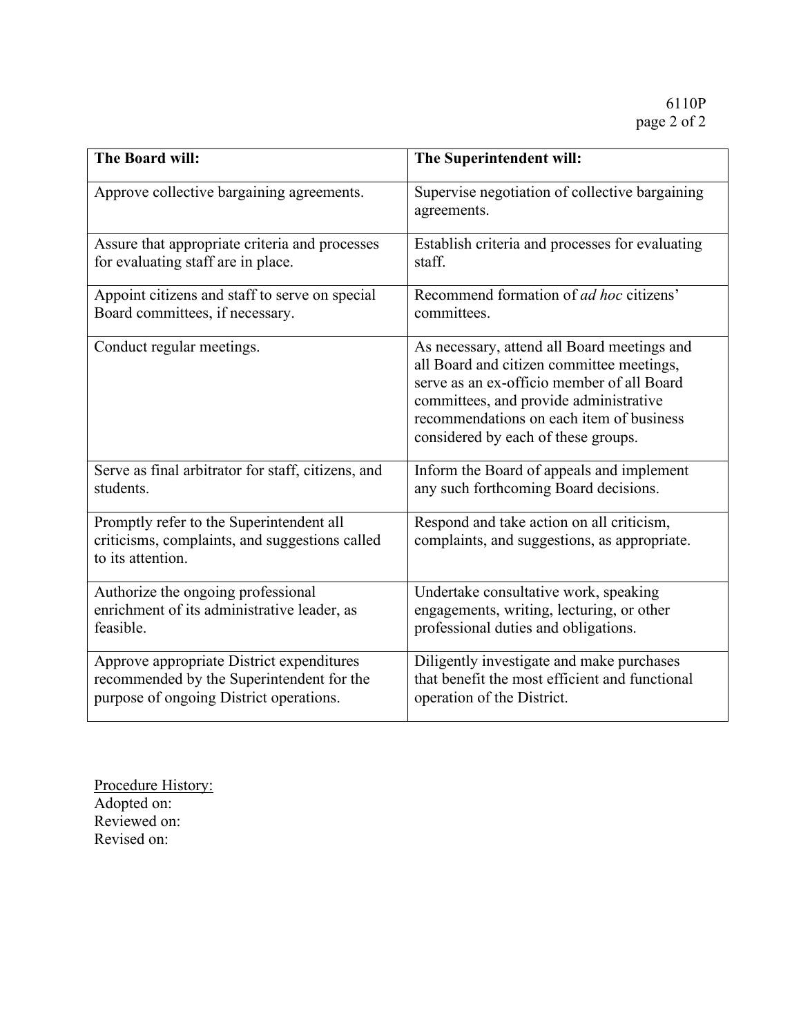| The Board will: | The Superintendent will: |
|---|---|
| Approve collective bargaining agreements. | Supervise negotiation of collective bargaining agreements. |
| Assure that appropriate criteria and processes for evaluating staff are in place. | Establish criteria and processes for evaluating staff. |
| Appoint citizens and staff to serve on special Board committees, if necessary. | Recommend formation of *ad hoc* citizens' committees. |
| Conduct regular meetings. | As necessary, attend all Board meetings and all Board and citizen committee meetings, serve as an ex-officio member of all Board committees, and provide administrative recommendations on each item of business considered by each of these groups. |
| Serve as final arbitrator for staff, citizens, and students. | Inform the Board of appeals and implement any such forthcoming Board decisions. |
| Promptly refer to the Superintendent all criticisms, complaints, and suggestions called to its attention. | Respond and take action on all criticism, complaints, and suggestions, as appropriate. |
| Authorize the ongoing professional enrichment of its administrative leader, as feasible. | Undertake consultative work, speaking engagements, writing, lecturing, or other professional duties and obligations. |
| Approve appropriate District expenditures recommended by the Superintendent for the purpose of ongoing District operations. | Diligently investigate and make purchases that benefit the most efficient and functional operation of the District. |

<u>Procedure History:</u>
Adopted on:
Reviewed on:
Revised on: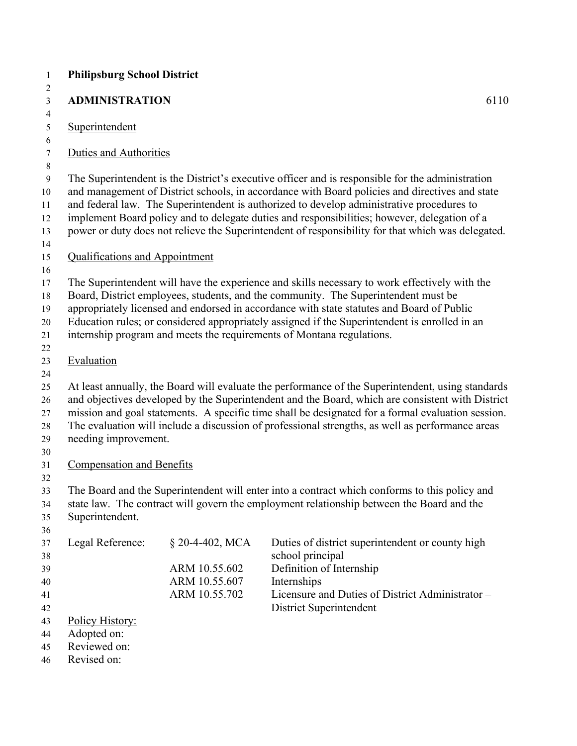**Philipsburg School District**

**ADMINISTRATION** 6110

Superintendent

Duties and Authorities

The Superintendent is the District's executive officer and is responsible for the administration and management of District schools, in accordance with Board policies and directives and state and federal law. The Superintendent is authorized to develop administrative procedures to implement Board policy and to delegate duties and responsibilities; however, delegation of a power or duty does not relieve the Superintendent of responsibility for that which was delegated.

Qualifications and Appointment

The Superintendent will have the experience and skills necessary to work effectively with the Board, District employees, students, and the community. The Superintendent must be appropriately licensed and endorsed in accordance with state statutes and Board of Public Education rules; or considered appropriately assigned if the Superintendent is enrolled in an internship program and meets the requirements of Montana regulations.

Evaluation

At least annually, the Board will evaluate the performance of the Superintendent, using standards and objectives developed by the Superintendent and the Board, which are consistent with District mission and goal statements. A specific time shall be designated for a formal evaluation session. The evaluation will include a discussion of professional strengths, as well as performance areas needing improvement.

Compensation and Benefits

The Board and the Superintendent will enter into a contract which conforms to this policy and state law. The contract will govern the employment relationship between the Board and the Superintendent.

| Legal Reference: | § 20-4-402, MCA | Duties of district superintendent or county high school principal |
|---|---|---|
| | ARM 10.55.602 | Definition of Internship |
| | ARM 10.55.607 | Internships |
| | ARM 10.55.702 | Licensure and Duties of District Administrator – District Superintendent |

Policy History:
Adopted on:
Reviewed on:
Revised on: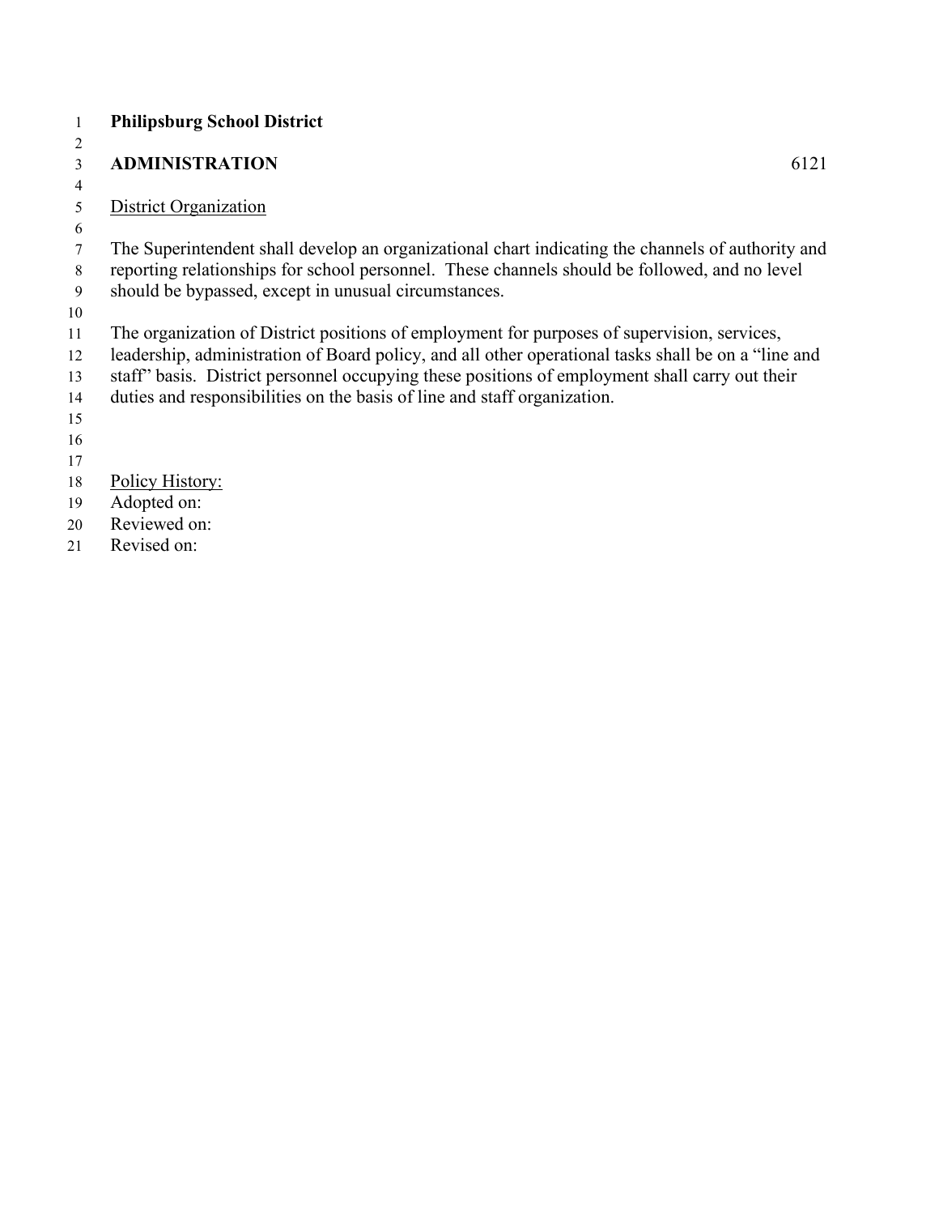**Philipsburg School District**

**ADMINISTRATION** 6121

<u>District Organization</u>

The Superintendent shall develop an organizational chart indicating the channels of authority and reporting relationships for school personnel. These channels should be followed, and no level should be bypassed, except in unusual circumstances.

The organization of District positions of employment for purposes of supervision, services, leadership, administration of Board policy, and all other operational tasks shall be on a "line and staff" basis. District personnel occupying these positions of employment shall carry out their duties and responsibilities on the basis of line and staff organization.

<u>Policy History:</u>
Adopted on:
Reviewed on:
Revised on: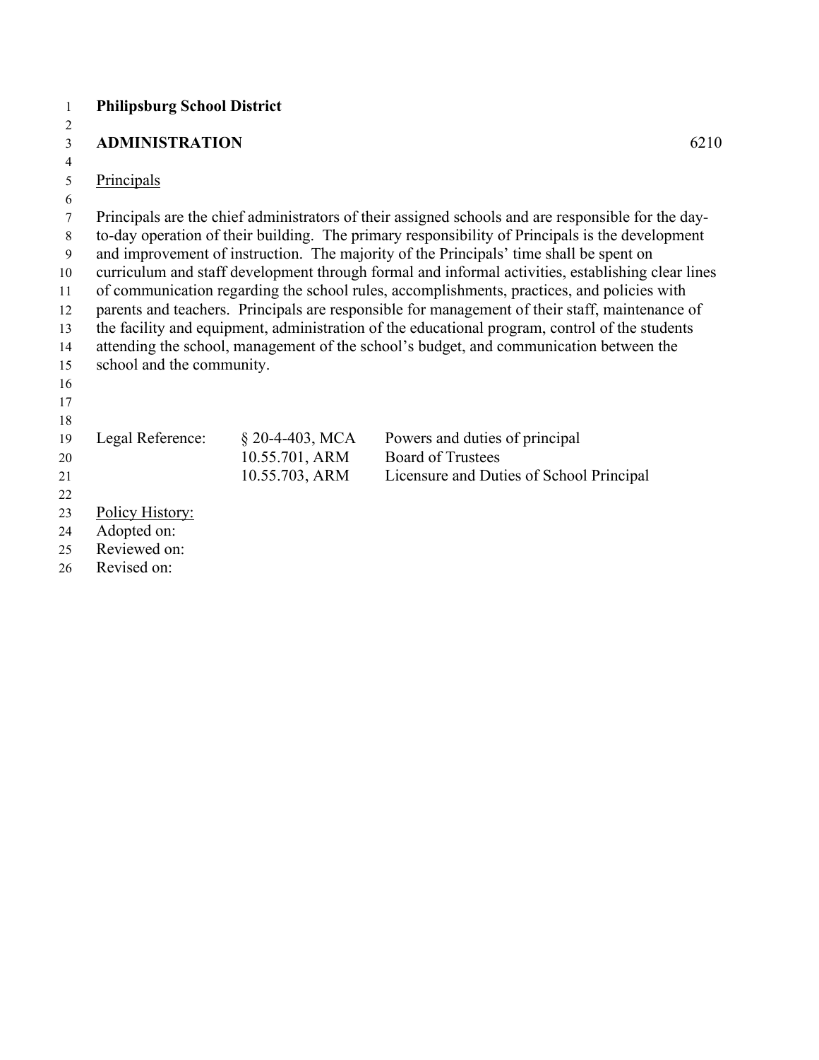**Philipsburg School District**

**ADMINISTRATION** 6210

Principals

Principals are the chief administrators of their assigned schools and are responsible for the day-to-day operation of their building. The primary responsibility of Principals is the development and improvement of instruction. The majority of the Principals' time shall be spent on curriculum and staff development through formal and informal activities, establishing clear lines of communication regarding the school rules, accomplishments, practices, and policies with parents and teachers. Principals are responsible for management of their staff, maintenance of the facility and equipment, administration of the educational program, control of the students attending the school, management of the school's budget, and communication between the school and the community.

| Legal Reference: | § 20-4-403, MCA | Powers and duties of principal |
|---|---|---|
| | 10.55.701, ARM | Board of Trustees |
| | 10.55.703, ARM | Licensure and Duties of School Principal |

Policy History:
Adopted on:
Reviewed on:
Revised on: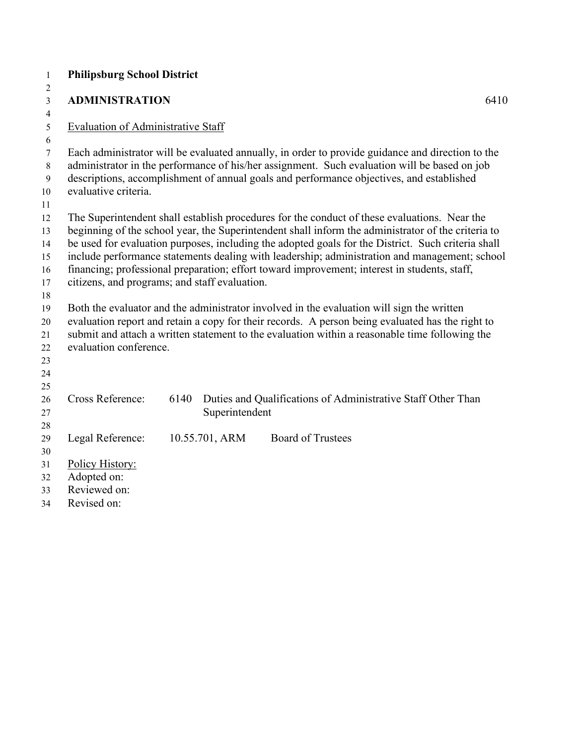**Philipsburg School District**

**ADMINISTRATION** 6410

Evaluation of Administrative Staff

Each administrator will be evaluated annually, in order to provide guidance and direction to the administrator in the performance of his/her assignment. Such evaluation will be based on job descriptions, accomplishment of annual goals and performance objectives, and established evaluative criteria.

The Superintendent shall establish procedures for the conduct of these evaluations. Near the beginning of the school year, the Superintendent shall inform the administrator of the criteria to be used for evaluation purposes, including the adopted goals for the District. Such criteria shall include performance statements dealing with leadership; administration and management; school financing; professional preparation; effort toward improvement; interest in students, staff, citizens, and programs; and staff evaluation.

Both the evaluator and the administrator involved in the evaluation will sign the written evaluation report and retain a copy for their records. A person being evaluated has the right to submit and attach a written statement to the evaluation within a reasonable time following the evaluation conference.

Cross Reference: 6140 Duties and Qualifications of Administrative Staff Other Than Superintendent

Legal Reference: 10.55.701, ARM Board of Trustees

Policy History:
Adopted on:
Reviewed on:
Revised on: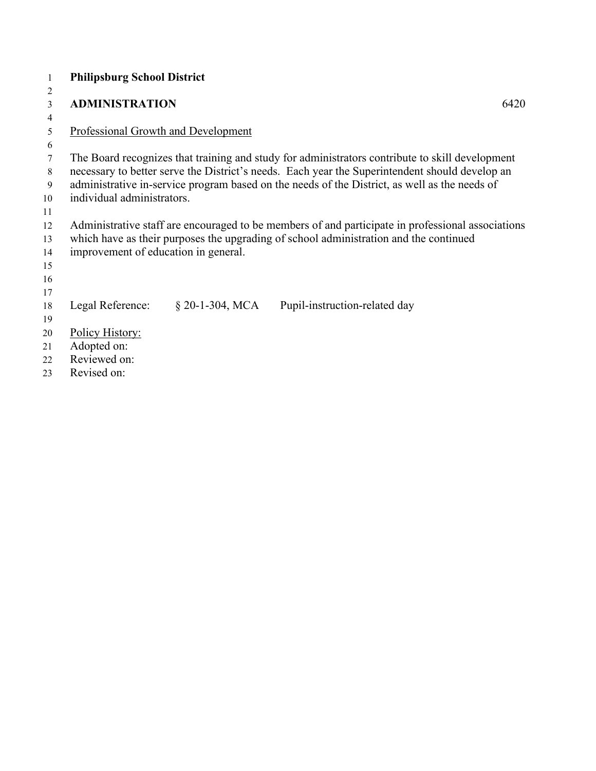**Philipsburg School District**

**ADMINISTRATION** 6420

Professional Growth and Development

The Board recognizes that training and study for administrators contribute to skill development necessary to better serve the District's needs. Each year the Superintendent should develop an administrative in-service program based on the needs of the District, as well as the needs of individual administrators.

Administrative staff are encouraged to be members of and participate in professional associations which have as their purposes the upgrading of school administration and the continued improvement of education in general.

Legal Reference: § 20-1-304, MCA Pupil-instruction-related day

Policy History:
Adopted on:
Reviewed on:
Revised on: